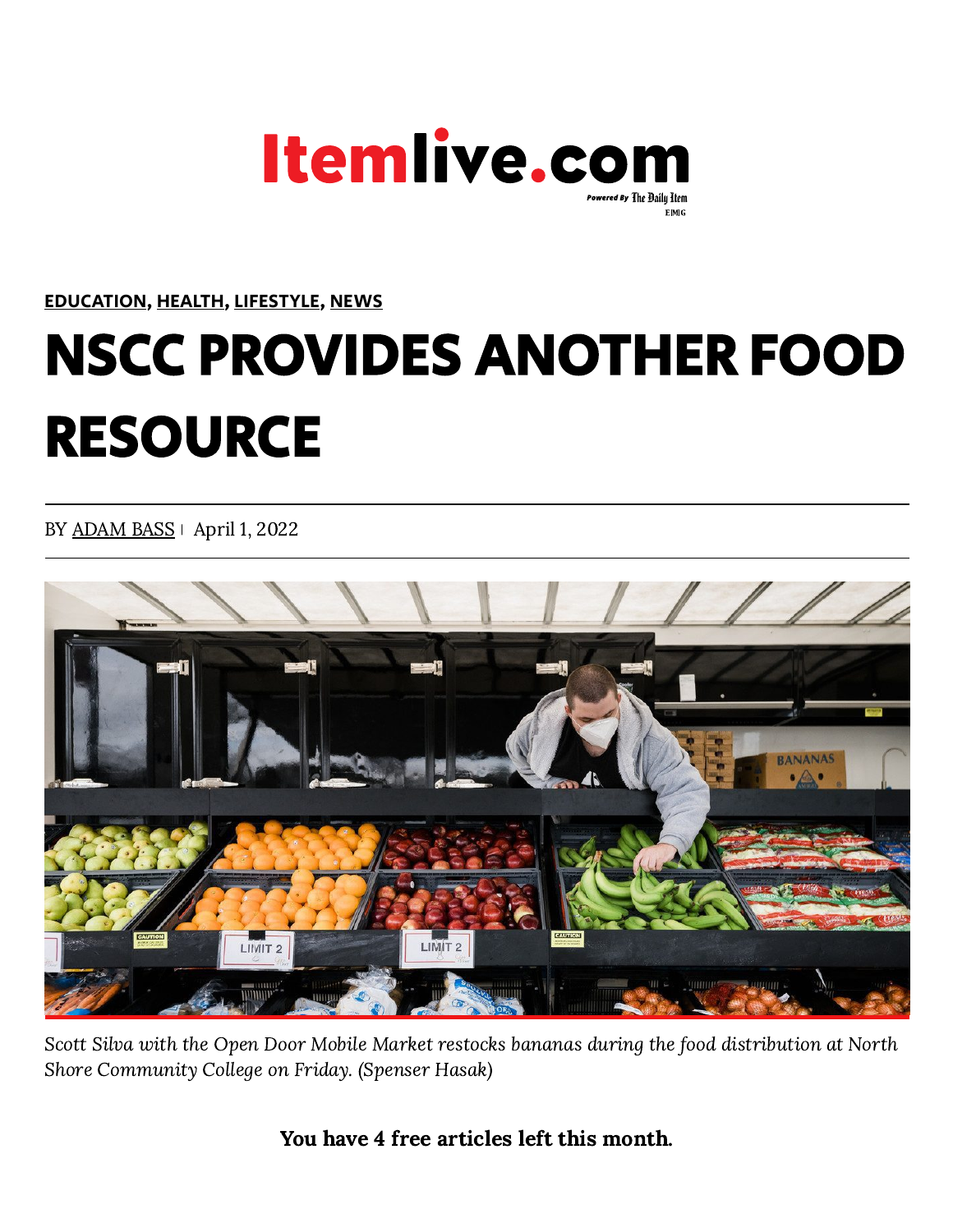**EDUCATION**, **HEALTH**, **LIFESTYLE**, **NEWS**

# NSCC PROVIDES ANOTHER FOOD RESOURCE

BY ADAM BASS | April 1, 2022

*Scott Silva with the Open Door Mobile Market restocks bananas during the food distribution at North Shore Community College on Friday. (Spenser Hasak)*

**You have 4 free articles left this month.**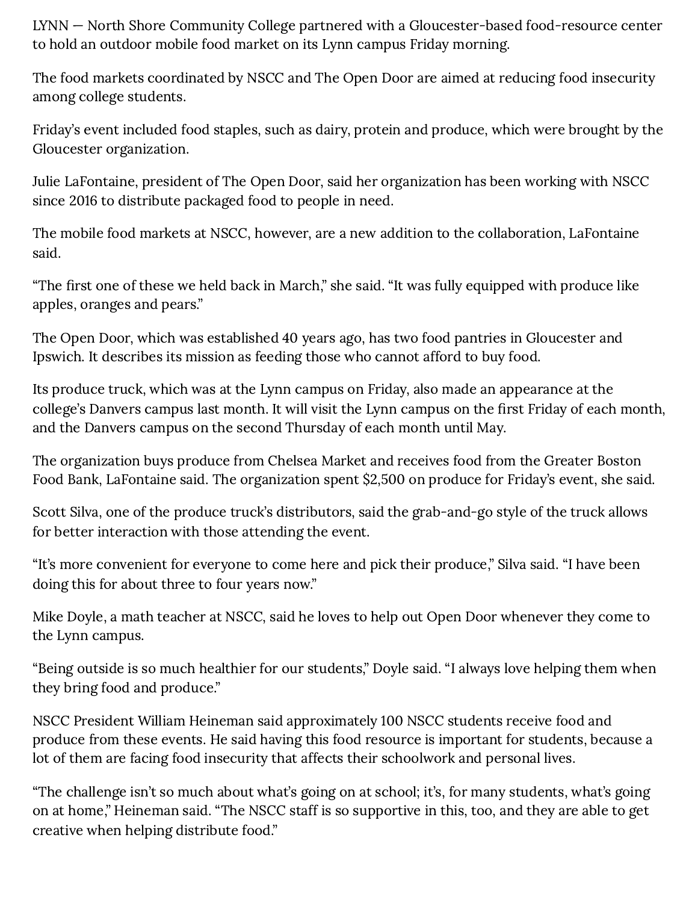LYNN — North Shore Community College partnered with a Gloucester-based food-resource center to hold an outdoor mobile food market on its Lynn campus Friday morning.

The food markets coordinated by NSCC and The Open Door are aimed at reducing food insecurity among college students.

Friday's event included food staples, such as dairy, protein and produce, which were brought by the Gloucester organization.

Julie LaFontaine, president of The Open Door, said her organization has been working with NSCC since 2016 to distribute packaged food to people in need.

The mobile food markets at NSCC, however, are a new addition to the collaboration, LaFontaine said.

"The first one of these we held back in March," she said. "It was fully equipped with produce like apples, oranges and pears."

The Open Door, which was established 40 years ago, has two food pantries in Gloucester and Ipswich. It describes its mission as feeding those who cannot afford to buy food.

Its produce truck, which was at the Lynn campus on Friday, also made an appearance at the college's Danvers campus last month. It will visit the Lynn campus on the first Friday of each month, and the Danvers campus on the second Thursday of each month until May.

The organization buys produce from Chelsea Market and receives food from the Greater Boston Food Bank, LaFontaine said. The organization spent $2,500 on produce for Friday's event, she said.

Scott Silva, one of the produce truck's distributors, said the grab-and-go style of the truck allows for better interaction with those attending the event.

"It's more convenient for everyone to come here and pick their produce," Silva said. "I have been doing this for about three to four years now."

Mike Doyle, a math teacher at NSCC, said he loves to help out Open Door whenever they come to the Lynn campus.

"Being outside is so much healthier for our students," Doyle said. "I always love helping them when they bring food and produce."

NSCC President William Heineman said approximately 100 NSCC students receive food and produce from these events. He said having this food resource is important for students, because a lot of them are facing food insecurity that affects their schoolwork and personal lives.

"The challenge isn't so much about what's going on at school; it's, for many students, what's going on at home," Heineman said. "The NSCC staff is so supportive in this, too, and they are able to get creative when helping distribute food."